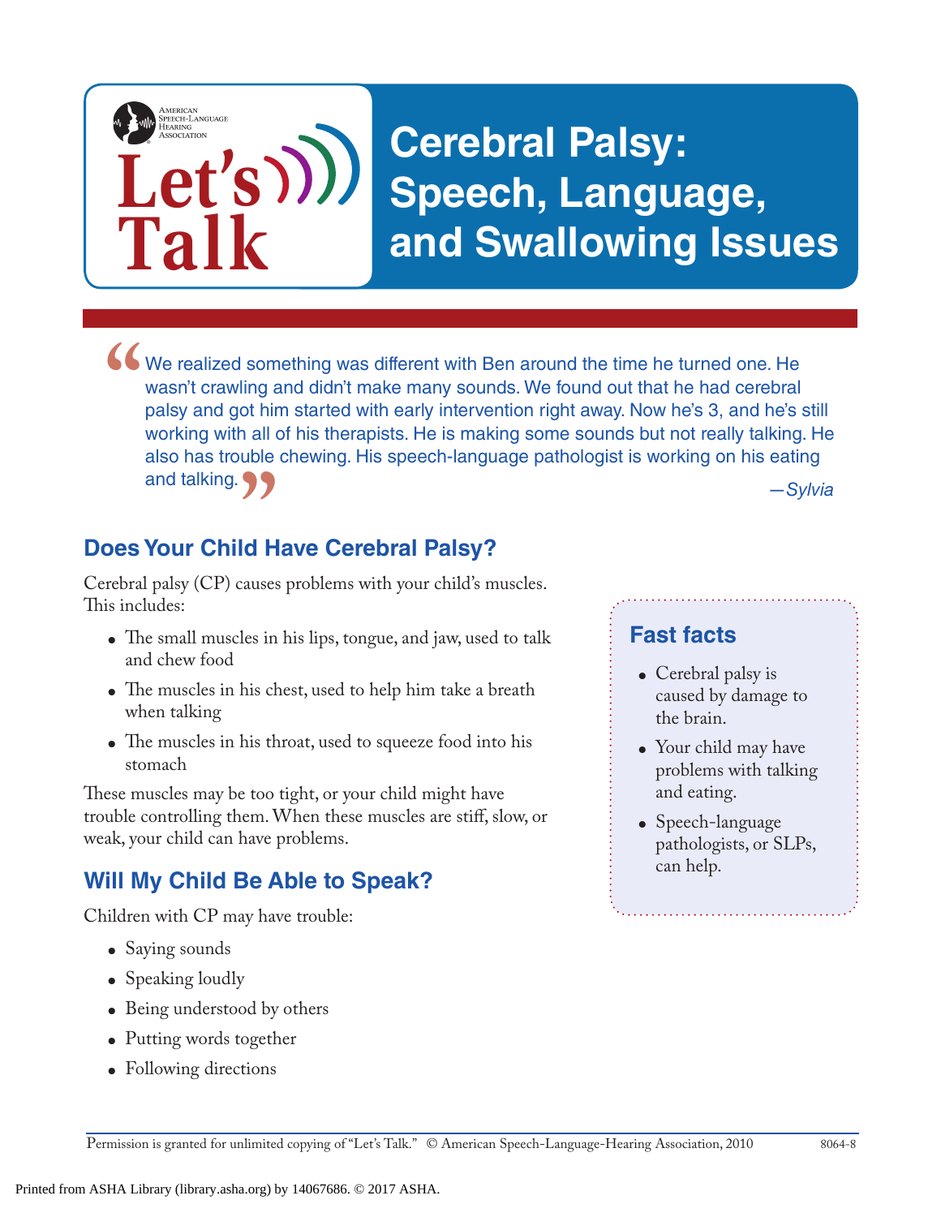# Let's Talk

# Cerebral Palsy: Speech, Language, and Swallowing Issues

> "We realized something was different with Ben around the time he turned one. He wasn't crawling and didn't make many sounds. We found out that he had cerebral palsy and got him started with early intervention right away. Now he's 3, and he's still working with all of his therapists. He is making some sounds but not really talking. He also has trouble chewing. His speech-language pathologist is working on his eating and talking."
>
> *—Sylvia*

## Does Your Child Have Cerebral Palsy?

Cerebral palsy (CP) causes problems with your child's muscles. This includes:

- The small muscles in his lips, tongue, and jaw, used to talk and chew food
- The muscles in his chest, used to help him take a breath when talking
- The muscles in his throat, used to squeeze food into his stomach

These muscles may be too tight, or your child might have trouble controlling them. When these muscles are stiff, slow, or weak, your child can have problems.

## Will My Child Be Able to Speak?

Children with CP may have trouble:

- Saying sounds
- Speaking loudly
- Being understood by others
- Putting words together
- Following directions

### Fast facts

- Cerebral palsy is caused by damage to the brain.
- Your child may have problems with talking and eating.
- Speech-language pathologists, or SLPs, can help.

Permission is granted for unlimited copying of "Let's Talk." © American Speech-Language-Hearing Association, 2010 8064-8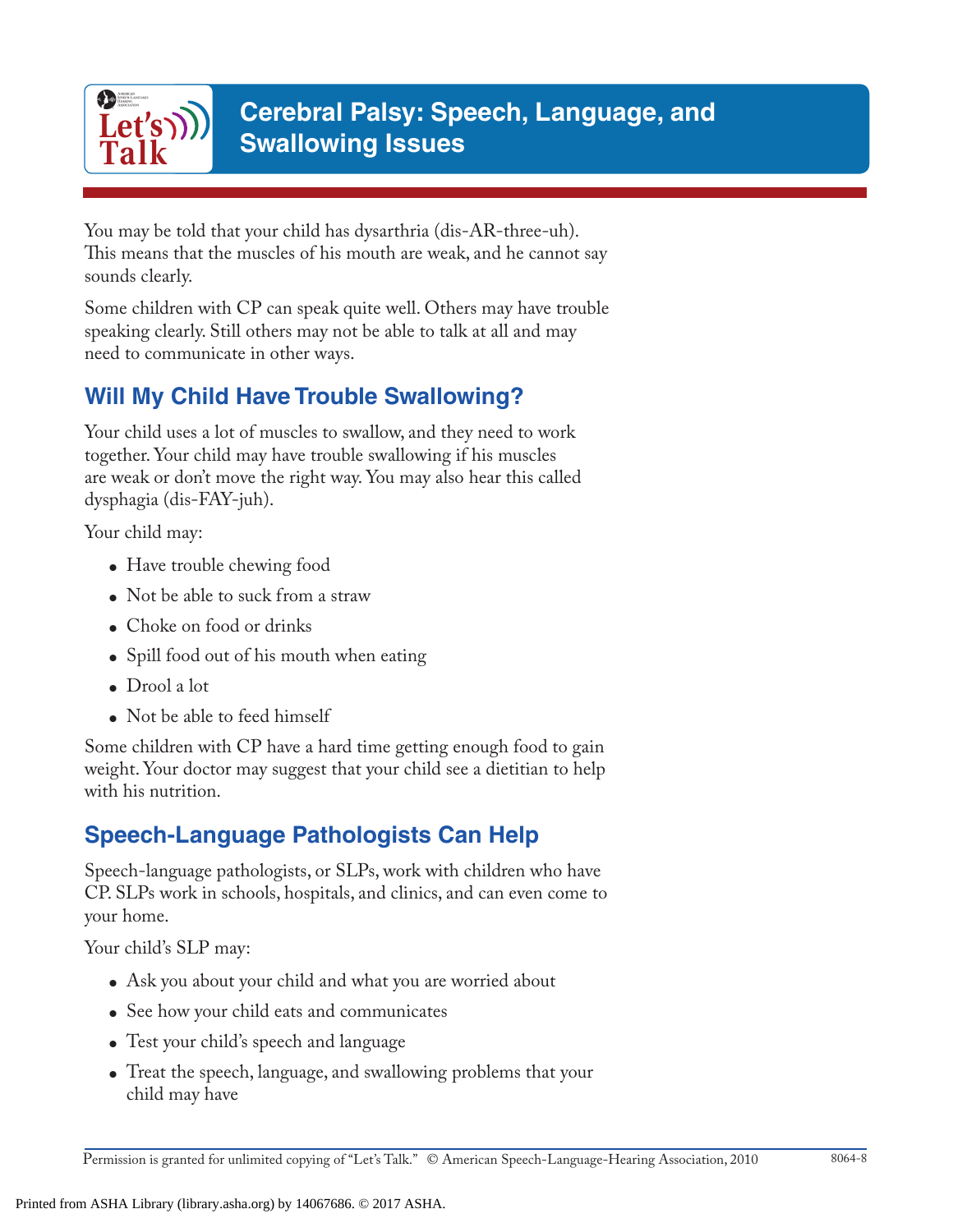You may be told that your child has dysarthria (dis-AR-three-uh). This means that the muscles of his mouth are weak, and he cannot say sounds clearly.

Some children with CP can speak quite well. Others may have trouble speaking clearly. Still others may not be able to talk at all and may need to communicate in other ways.

## Will My Child Have Trouble Swallowing?

Your child uses a lot of muscles to swallow, and they need to work together. Your child may have trouble swallowing if his muscles are weak or don't move the right way. You may also hear this called dysphagia (dis-FAY-juh).

Your child may:

- Have trouble chewing food
- Not be able to suck from a straw
- Choke on food or drinks
- Spill food out of his mouth when eating
- Drool a lot
- Not be able to feed himself

Some children with CP have a hard time getting enough food to gain weight. Your doctor may suggest that your child see a dietitian to help with his nutrition.

## Speech-Language Pathologists Can Help

Speech-language pathologists, or SLPs, work with children who have CP. SLPs work in schools, hospitals, and clinics, and can even come to your home.

Your child's SLP may:

- Ask you about your child and what you are worried about
- See how your child eats and communicates
- Test your child's speech and language
- Treat the speech, language, and swallowing problems that your child may have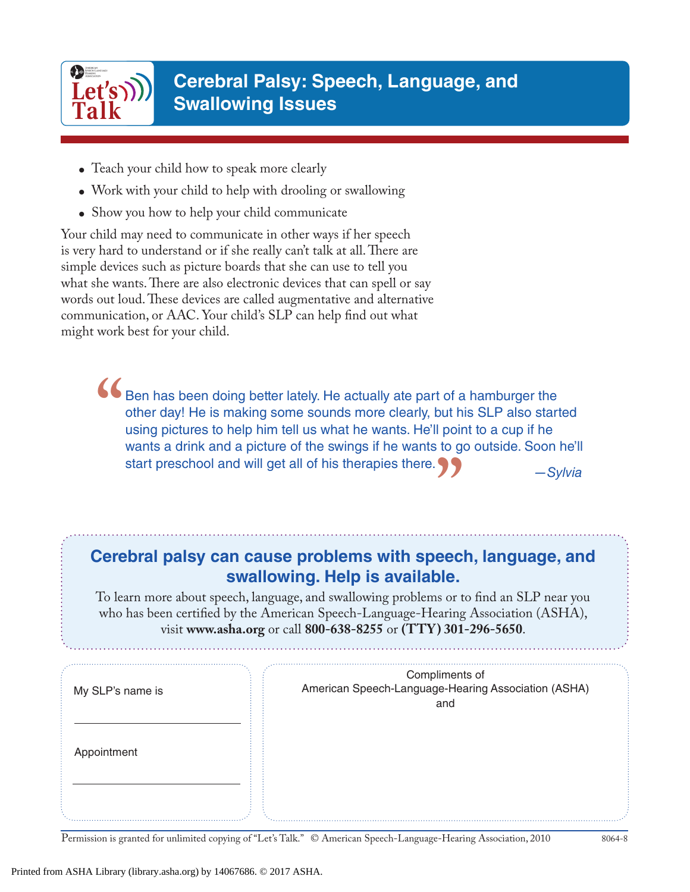# Cerebral Palsy: Speech, Language, and Swallowing Issues

- Teach your child how to speak more clearly
- Work with your child to help with drooling or swallowing
- Show you how to help your child communicate

Your child may need to communicate in other ways if her speech is very hard to understand or if she really can't talk at all. There are simple devices such as picture boards that she can use to tell you what she wants. There are also electronic devices that can spell or say words out loud. These devices are called augmentative and alternative communication, or AAC. Your child's SLP can help find out what might work best for your child.

> "Ben has been doing better lately. He actually ate part of a hamburger the other day! He is making some sounds more clearly, but his SLP also started using pictures to help him tell us what he wants. He'll point to a cup if he wants a drink and a picture of the swings if he wants to go outside. Soon he'll start preschool and will get all of his therapies there."
>
> *—Sylvia*

## Cerebral palsy can cause problems with speech, language, and swallowing. Help is available.

To learn more about speech, language, and swallowing problems or to find an SLP near you who has been certified by the American Speech-Language-Hearing Association (ASHA), visit **www.asha.org** or call **800-638-8255** or **(TTY) 301-296-5650**.

My SLP's name is

\_\_\_\_\_\_\_\_\_\_\_\_\_\_\_\_\_\_\_\_\_\_\_\_\_\_\_\_

Appointment

\_\_\_\_\_\_\_\_\_\_\_\_\_\_\_\_\_\_\_\_\_\_\_\_\_\_\_\_

Compliments of
American Speech-Language-Hearing Association (ASHA)
and

Permission is granted for unlimited copying of "Let's Talk." © American Speech-Language-Hearing Association, 2010 8064-8